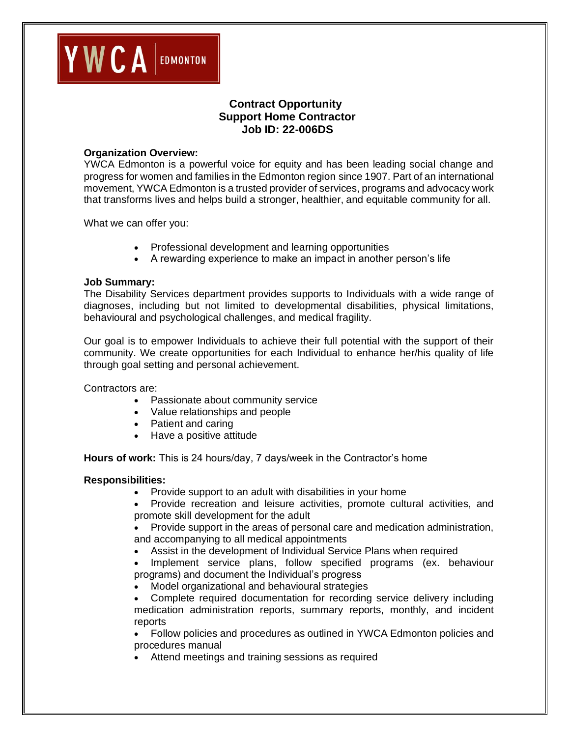YWCA EDMONTON

# Contract Opportunity
# Support Home Contractor
# Job ID: 22-006DS

**Organization Overview:**
YWCA Edmonton is a powerful voice for equity and has been leading social change and progress for women and families in the Edmonton region since 1907. Part of an international movement, YWCA Edmonton is a trusted provider of services, programs and advocacy work that transforms lives and helps build a stronger, healthier, and equitable community for all.

What we can offer you:

- Professional development and learning opportunities
- A rewarding experience to make an impact in another person's life

**Job Summary:**
The Disability Services department provides supports to Individuals with a wide range of diagnoses, including but not limited to developmental disabilities, physical limitations, behavioural and psychological challenges, and medical fragility.

Our goal is to empower Individuals to achieve their full potential with the support of their community. We create opportunities for each Individual to enhance her/his quality of life through goal setting and personal achievement.

Contractors are:

- Passionate about community service
- Value relationships and people
- Patient and caring
- Have a positive attitude

**Hours of work:** This is 24 hours/day, 7 days/week in the Contractor's home

**Responsibilities:**

- Provide support to an adult with disabilities in your home
- Provide recreation and leisure activities, promote cultural activities, and promote skill development for the adult
- Provide support in the areas of personal care and medication administration, and accompanying to all medical appointments
- Assist in the development of Individual Service Plans when required
- Implement service plans, follow specified programs (ex. behaviour programs) and document the Individual's progress
- Model organizational and behavioural strategies
- Complete required documentation for recording service delivery including medication administration reports, summary reports, monthly, and incident reports
- Follow policies and procedures as outlined in YWCA Edmonton policies and procedures manual
- Attend meetings and training sessions as required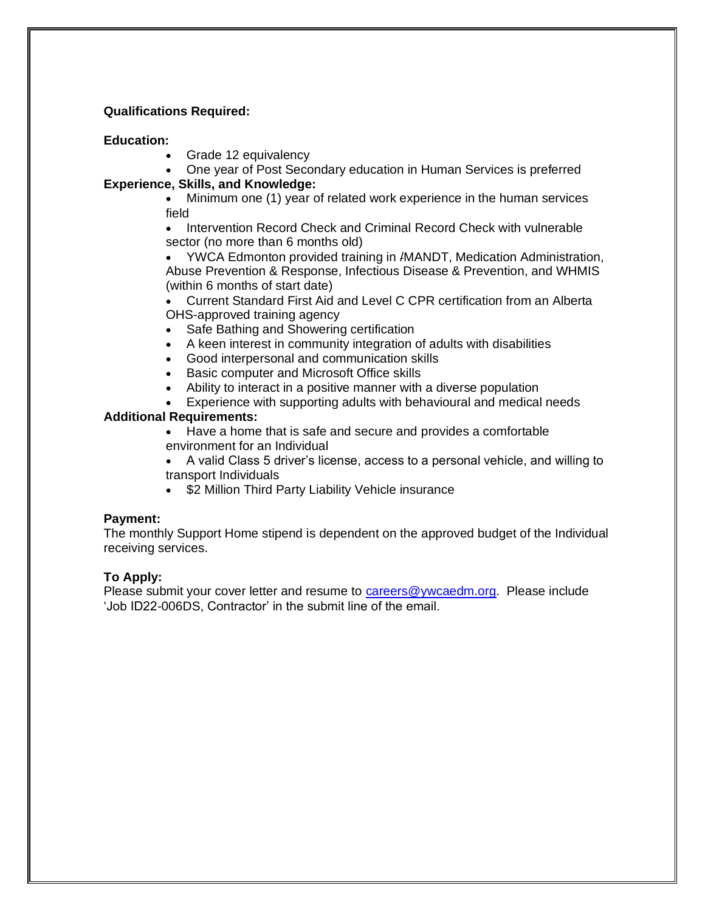**Qualifications Required:**

**Education:**

- Grade 12 equivalency
- One year of Post Secondary education in Human Services is preferred

**Experience, Skills, and Knowledge:**

- Minimum one (1) year of related work experience in the human services field
- Intervention Record Check and Criminal Record Check with vulnerable sector (no more than 6 months old)
- YWCA Edmonton provided training in /MANDT, Medication Administration, Abuse Prevention & Response, Infectious Disease & Prevention, and WHMIS (within 6 months of start date)
- Current Standard First Aid and Level C CPR certification from an Alberta OHS-approved training agency
- Safe Bathing and Showering certification
- A keen interest in community integration of adults with disabilities
- Good interpersonal and communication skills
- Basic computer and Microsoft Office skills
- Ability to interact in a positive manner with a diverse population
- Experience with supporting adults with behavioural and medical needs

**Additional Requirements:**

- Have a home that is safe and secure and provides a comfortable environment for an Individual
- A valid Class 5 driver's license, access to a personal vehicle, and willing to transport Individuals
- $2 Million Third Party Liability Vehicle insurance

**Payment:**

The monthly Support Home stipend is dependent on the approved budget of the Individual receiving services.

**To Apply:**

Please submit your cover letter and resume to careers@ywcaedm.org. Please include 'Job ID22-006DS, Contractor' in the submit line of the email.